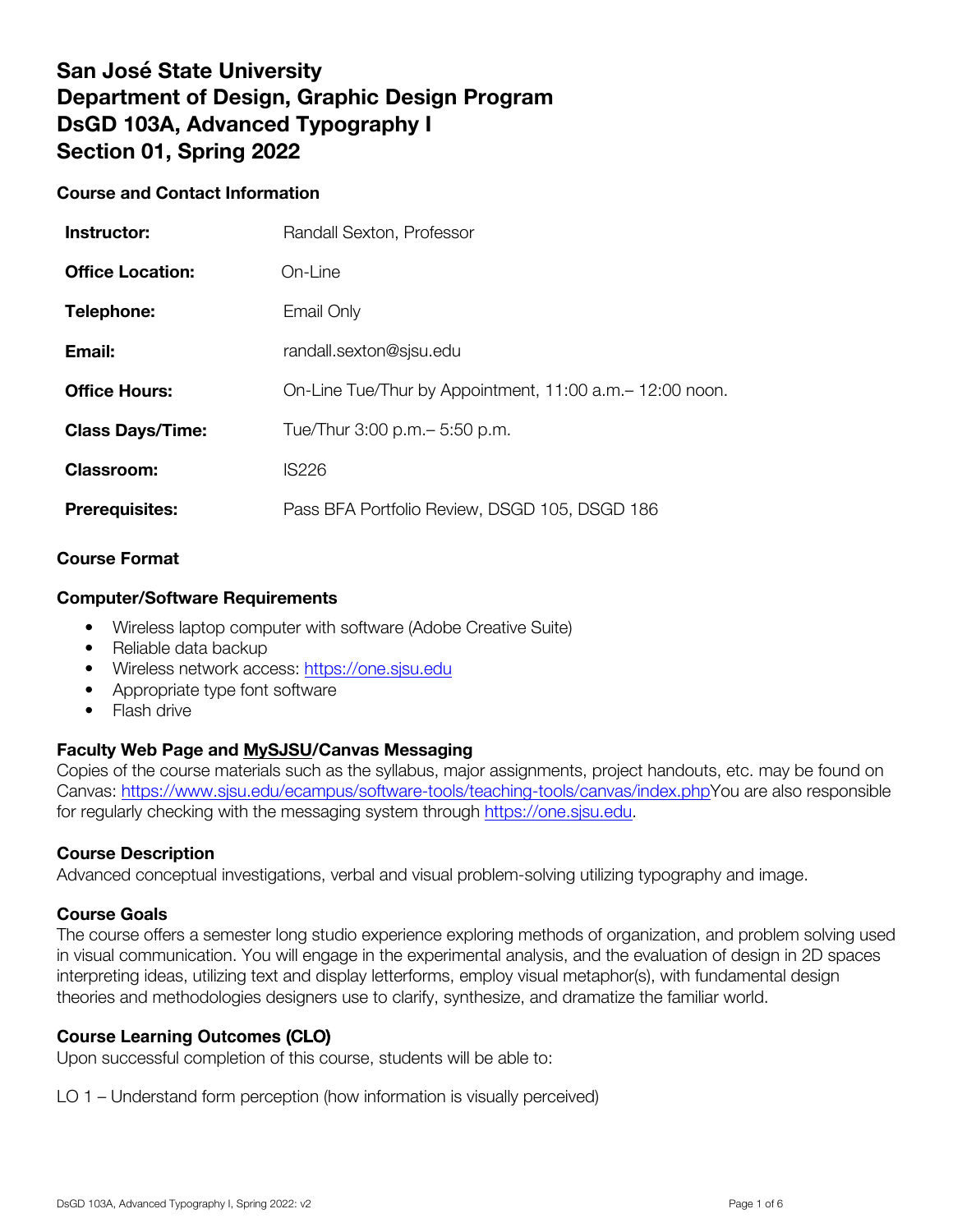# San José State University
# Department of Design, Graphic Design Program
# DsGD 103A, Advanced Typography I
# Section 01, Spring 2022

### Course and Contact Information

| | |
|---|---|
| **Instructor:** | Randall Sexton, Professor |
| **Office Location:** | On-Line |
| **Telephone:** | Email Only |
| **Email:** | randall.sexton@sjsu.edu |
| **Office Hours:** | On-Line Tue/Thur by Appointment, 11:00 a.m.– 12:00 noon. |
| **Class Days/Time:** | Tue/Thur 3:00 p.m.– 5:50 p.m. |
| **Classroom:** | IS226 |
| **Prerequisites:** | Pass BFA Portfolio Review, DSGD 105, DSGD 186 |

### Course Format

### Computer/Software Requirements

- Wireless laptop computer with software (Adobe Creative Suite)
- Reliable data backup
- Wireless network access: https://one.sjsu.edu
- Appropriate type font software
- Flash drive

### Faculty Web Page and MySJSU/Canvas Messaging

Copies of the course materials such as the syllabus, major assignments, project handouts, etc. may be found on Canvas: https://www.sjsu.edu/ecampus/software-tools/teaching-tools/canvas/index.phpYou are also responsible for regularly checking with the messaging system through https://one.sjsu.edu.

### Course Description

Advanced conceptual investigations, verbal and visual problem-solving utilizing typography and image.

### Course Goals

The course offers a semester long studio experience exploring methods of organization, and problem solving used in visual communication. You will engage in the experimental analysis, and the evaluation of design in 2D spaces interpreting ideas, utilizing text and display letterforms, employ visual metaphor(s), with fundamental design theories and methodologies designers use to clarify, synthesize, and dramatize the familiar world.

### Course Learning Outcomes (CLO)

Upon successful completion of this course, students will be able to:

LO 1 – Understand form perception (how information is visually perceived)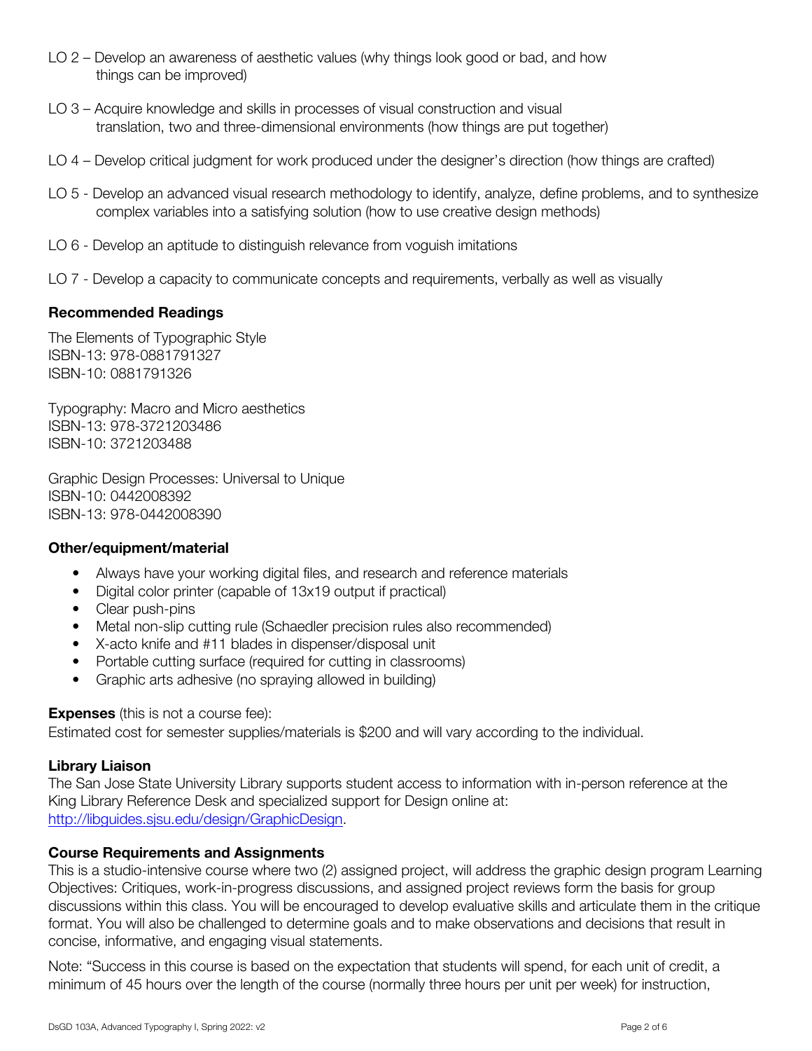LO 2 – Develop an awareness of aesthetic values (why things look good or bad, and how things can be improved)

LO 3 – Acquire knowledge and skills in processes of visual construction and visual translation, two and three-dimensional environments (how things are put together)

LO 4 – Develop critical judgment for work produced under the designer's direction (how things are crafted)

LO 5 - Develop an advanced visual research methodology to identify, analyze, define problems, and to synthesize complex variables into a satisfying solution (how to use creative design methods)

LO 6 - Develop an aptitude to distinguish relevance from voguish imitations

LO 7 - Develop a capacity to communicate concepts and requirements, verbally as well as visually

**Recommended Readings**

The Elements of Typographic Style
ISBN-13: 978-0881791327
ISBN-10: 0881791326

Typography: Macro and Micro aesthetics
ISBN-13: 978-3721203486
ISBN-10: 3721203488

Graphic Design Processes: Universal to Unique
ISBN-10: 0442008392
ISBN-13: 978-0442008390

**Other/equipment/material**

- Always have your working digital files, and research and reference materials
- Digital color printer (capable of 13x19 output if practical)
- Clear push-pins
- Metal non-slip cutting rule (Schaedler precision rules also recommended)
- X-acto knife and #11 blades in dispenser/disposal unit
- Portable cutting surface (required for cutting in classrooms)
- Graphic arts adhesive (no spraying allowed in building)

**Expenses** (this is not a course fee):
Estimated cost for semester supplies/materials is $200 and will vary according to the individual.

**Library Liaison**
The San Jose State University Library supports student access to information with in-person reference at the King Library Reference Desk and specialized support for Design online at: [http://libguides.sjsu.edu/design/GraphicDesign](http://libguides.sjsu.edu/design/GraphicDesign).

**Course Requirements and Assignments**
This is a studio-intensive course where two (2) assigned project, will address the graphic design program Learning Objectives: Critiques, work-in-progress discussions, and assigned project reviews form the basis for group discussions within this class. You will be encouraged to develop evaluative skills and articulate them in the critique format. You will also be challenged to determine goals and to make observations and decisions that result in concise, informative, and engaging visual statements.

Note: "Success in this course is based on the expectation that students will spend, for each unit of credit, a minimum of 45 hours over the length of the course (normally three hours per unit per week) for instruction,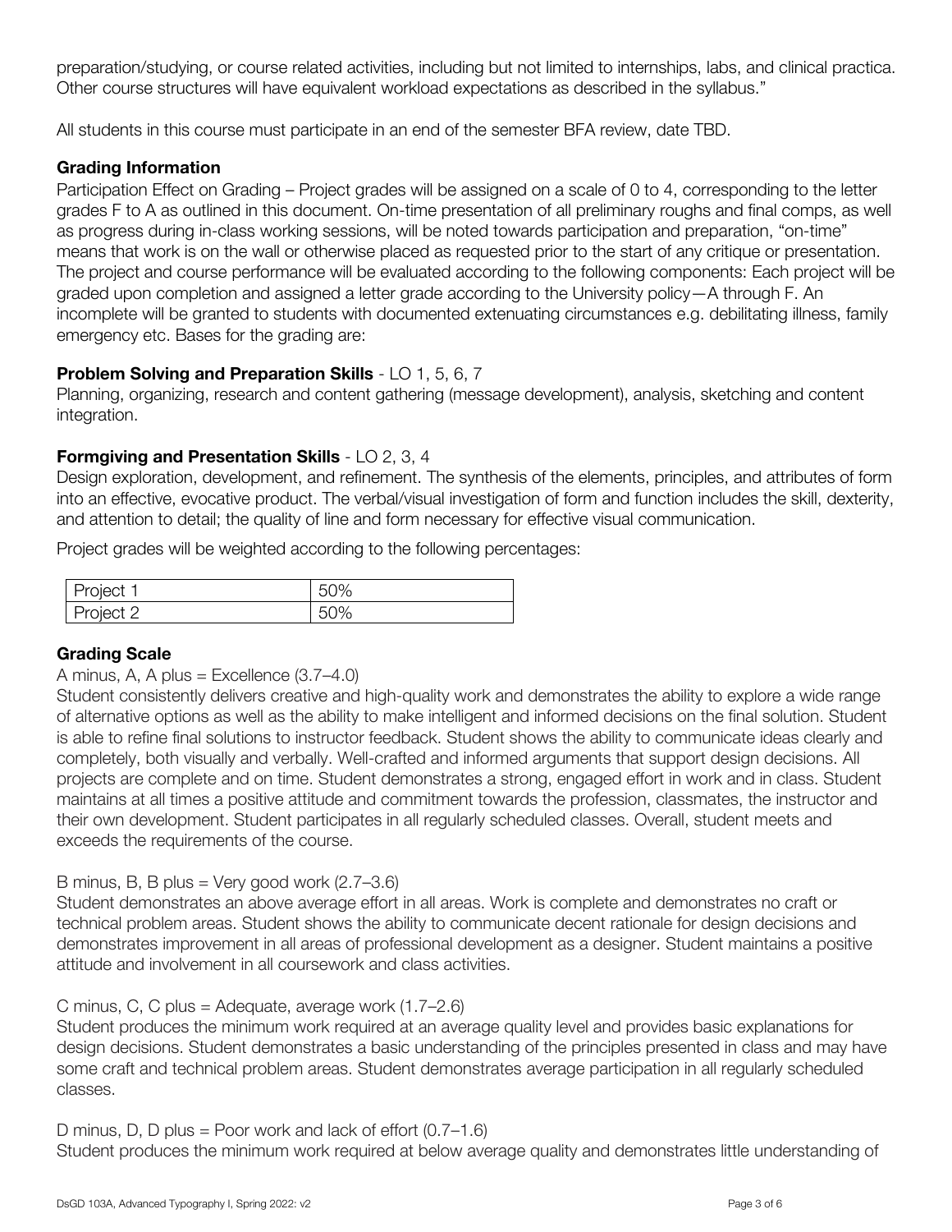preparation/studying, or course related activities, including but not limited to internships, labs, and clinical practica. Other course structures will have equivalent workload expectations as described in the syllabus."

All students in this course must participate in an end of the semester BFA review, date TBD.

### Grading Information

Participation Effect on Grading – Project grades will be assigned on a scale of 0 to 4, corresponding to the letter grades F to A as outlined in this document. On-time presentation of all preliminary roughs and final comps, as well as progress during in-class working sessions, will be noted towards participation and preparation, "on-time" means that work is on the wall or otherwise placed as requested prior to the start of any critique or presentation. The project and course performance will be evaluated according to the following components: Each project will be graded upon completion and assigned a letter grade according to the University policy—A through F. An incomplete will be granted to students with documented extenuating circumstances e.g. debilitating illness, family emergency etc. Bases for the grading are:

**Problem Solving and Preparation Skills** - LO 1, 5, 6, 7
Planning, organizing, research and content gathering (message development), analysis, sketching and content integration.

**Formgiving and Presentation Skills** - LO 2, 3, 4
Design exploration, development, and refinement. The synthesis of the elements, principles, and attributes of form into an effective, evocative product. The verbal/visual investigation of form and function includes the skill, dexterity, and attention to detail; the quality of line and form necessary for effective visual communication.

Project grades will be weighted according to the following percentages:

| Project | Weight |
|---|---|
| Project 1 | 50% |
| Project 2 | 50% |

### Grading Scale

A minus, A, A plus = Excellence (3.7–4.0)
Student consistently delivers creative and high-quality work and demonstrates the ability to explore a wide range of alternative options as well as the ability to make intelligent and informed decisions on the final solution. Student is able to refine final solutions to instructor feedback. Student shows the ability to communicate ideas clearly and completely, both visually and verbally. Well-crafted and informed arguments that support design decisions. All projects are complete and on time. Student demonstrates a strong, engaged effort in work and in class. Student maintains at all times a positive attitude and commitment towards the profession, classmates, the instructor and their own development. Student participates in all regularly scheduled classes. Overall, student meets and exceeds the requirements of the course.

B minus, B, B plus = Very good work (2.7–3.6)
Student demonstrates an above average effort in all areas. Work is complete and demonstrates no craft or technical problem areas. Student shows the ability to communicate decent rationale for design decisions and demonstrates improvement in all areas of professional development as a designer. Student maintains a positive attitude and involvement in all coursework and class activities.

C minus, C, C plus = Adequate, average work (1.7–2.6)
Student produces the minimum work required at an average quality level and provides basic explanations for design decisions. Student demonstrates a basic understanding of the principles presented in class and may have some craft and technical problem areas. Student demonstrates average participation in all regularly scheduled classes.

D minus, D, D plus = Poor work and lack of effort (0.7–1.6)
Student produces the minimum work required at below average quality and demonstrates little understanding of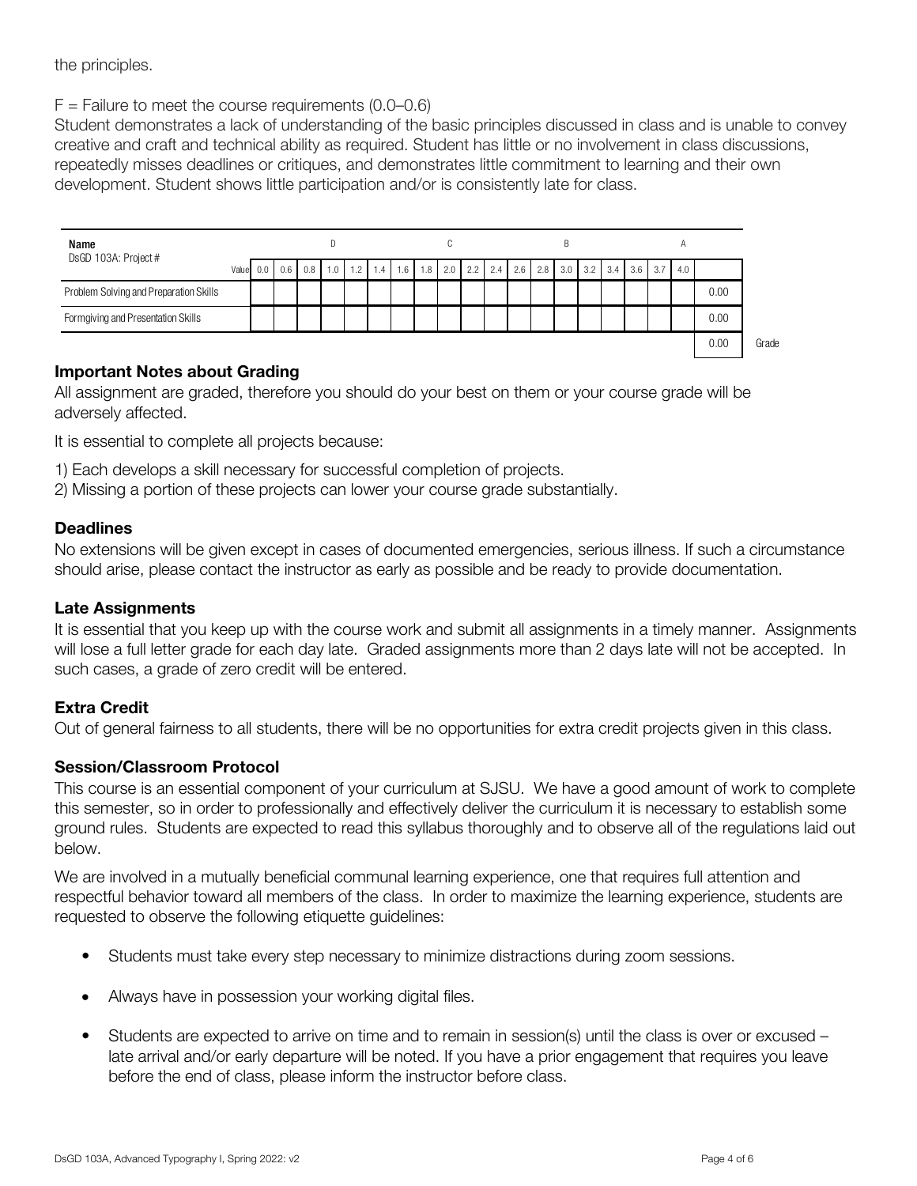the principles.

F = Failure to meet the course requirements (0.0–0.6)
Student demonstrates a lack of understanding of the basic principles discussed in class and is unable to convey creative and craft and technical ability as required. Student has little or no involvement in class discussions, repeatedly misses deadlines or critiques, and demonstrates little commitment to learning and their own development. Student shows little participation and/or is consistently late for class.

| **Name** DsGD 103A: Project # | | | | D | | | | | | C | | | | | | B | | | | | A | | |
|---|---|---|---|---|---|---|---|---|---|---|---|---|---|---|---|---|---|---|---|---|---|---|---|
| Value | 0.0 | 0.6 | 0.8 | 1.0 | 1.2 | 1.4 | 1.6 | 1.8 | 2.0 | 2.2 | 2.4 | 2.6 | 2.8 | 3.0 | 3.2 | 3.4 | 3.6 | 3.7 | 4.0 | | | | |
| Problem Solving and Preparation Skills | | | | | | | | | | | | | | | | | | | | 0.00 | | | |
| Formgiving and Presentation Skills | | | | | | | | | | | | | | | | | | | | 0.00 | | | |
| | | | | | | | | | | | | | | | | | | | | 0.00 | Grade | | |

### Important Notes about Grading

All assignment are graded, therefore you should do your best on them or your course grade will be adversely affected.

It is essential to complete all projects because:

1) Each develops a skill necessary for successful completion of projects.
2) Missing a portion of these projects can lower your course grade substantially.

### Deadlines

No extensions will be given except in cases of documented emergencies, serious illness. If such a circumstance should arise, please contact the instructor as early as possible and be ready to provide documentation.

### Late Assignments

It is essential that you keep up with the course work and submit all assignments in a timely manner. Assignments will lose a full letter grade for each day late. Graded assignments more than 2 days late will not be accepted. In such cases, a grade of zero credit will be entered.

### Extra Credit

Out of general fairness to all students, there will be no opportunities for extra credit projects given in this class.

### Session/Classroom Protocol

This course is an essential component of your curriculum at SJSU. We have a good amount of work to complete this semester, so in order to professionally and effectively deliver the curriculum it is necessary to establish some ground rules. Students are expected to read this syllabus thoroughly and to observe all of the regulations laid out below.

We are involved in a mutually beneficial communal learning experience, one that requires full attention and respectful behavior toward all members of the class. In order to maximize the learning experience, students are requested to observe the following etiquette guidelines:

- Students must take every step necessary to minimize distractions during zoom sessions.
- Always have in possession your working digital files.
- Students are expected to arrive on time and to remain in session(s) until the class is over or excused – late arrival and/or early departure will be noted. If you have a prior engagement that requires you leave before the end of class, please inform the instructor before class.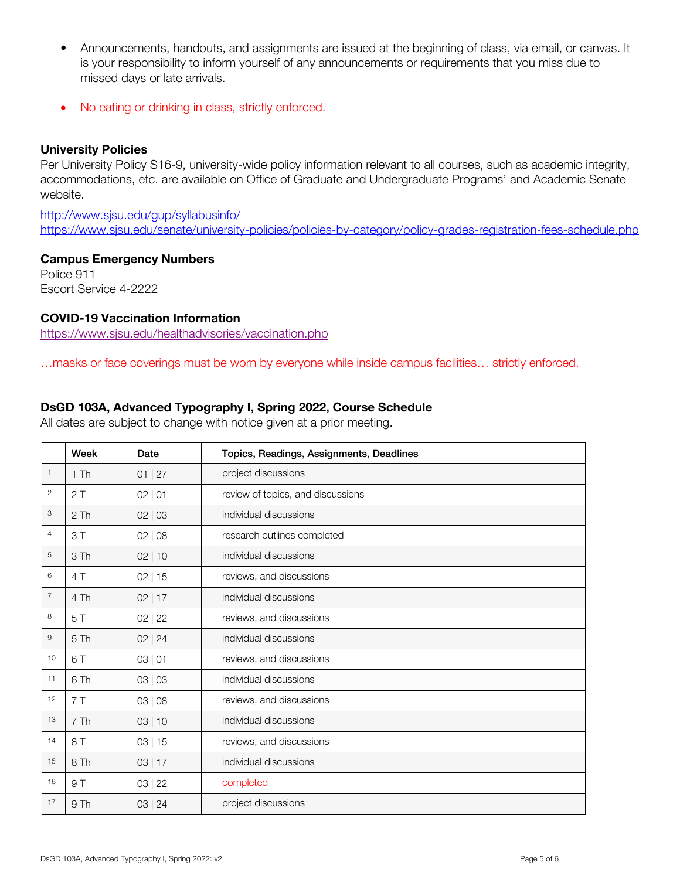- Announcements, handouts, and assignments are issued at the beginning of class, via email, or canvas. It is your responsibility to inform yourself of any announcements or requirements that you miss due to missed days or late arrivals.
- No eating or drinking in class, strictly enforced.

**University Policies**

Per University Policy S16-9, university-wide policy information relevant to all courses, such as academic integrity, accommodations, etc. are available on Office of Graduate and Undergraduate Programs' and Academic Senate website.

http://www.sjsu.edu/gup/syllabusinfo/
https://www.sjsu.edu/senate/university-policies/policies-by-category/policy-grades-registration-fees-schedule.php

**Campus Emergency Numbers**

Police 911
Escort Service 4-2222

**COVID-19 Vaccination Information**

https://www.sjsu.edu/healthadvisories/vaccination.php

…masks or face coverings must be worn by everyone while inside campus facilities… strictly enforced.

**DsGD 103A, Advanced Typography I, Spring 2022, Course Schedule**

All dates are subject to change with notice given at a prior meeting.

| | Week | Date | Topics, Readings, Assignments, Deadlines |
|---|---|---|---|
| 1 | 1 Th | 01 \| 27 | project discussions |
| 2 | 2 T | 02 \| 01 | review of topics, and discussions |
| 3 | 2 Th | 02 \| 03 | individual discussions |
| 4 | 3 T | 02 \| 08 | research outlines completed |
| 5 | 3 Th | 02 \| 10 | individual discussions |
| 6 | 4 T | 02 \| 15 | reviews, and discussions |
| 7 | 4 Th | 02 \| 17 | individual discussions |
| 8 | 5 T | 02 \| 22 | reviews, and discussions |
| 9 | 5 Th | 02 \| 24 | individual discussions |
| 10 | 6 T | 03 \| 01 | reviews, and discussions |
| 11 | 6 Th | 03 \| 03 | individual discussions |
| 12 | 7 T | 03 \| 08 | reviews, and discussions |
| 13 | 7 Th | 03 \| 10 | individual discussions |
| 14 | 8 T | 03 \| 15 | reviews, and discussions |
| 15 | 8 Th | 03 \| 17 | individual discussions |
| 16 | 9 T | 03 \| 22 | completed |
| 17 | 9 Th | 03 \| 24 | project discussions |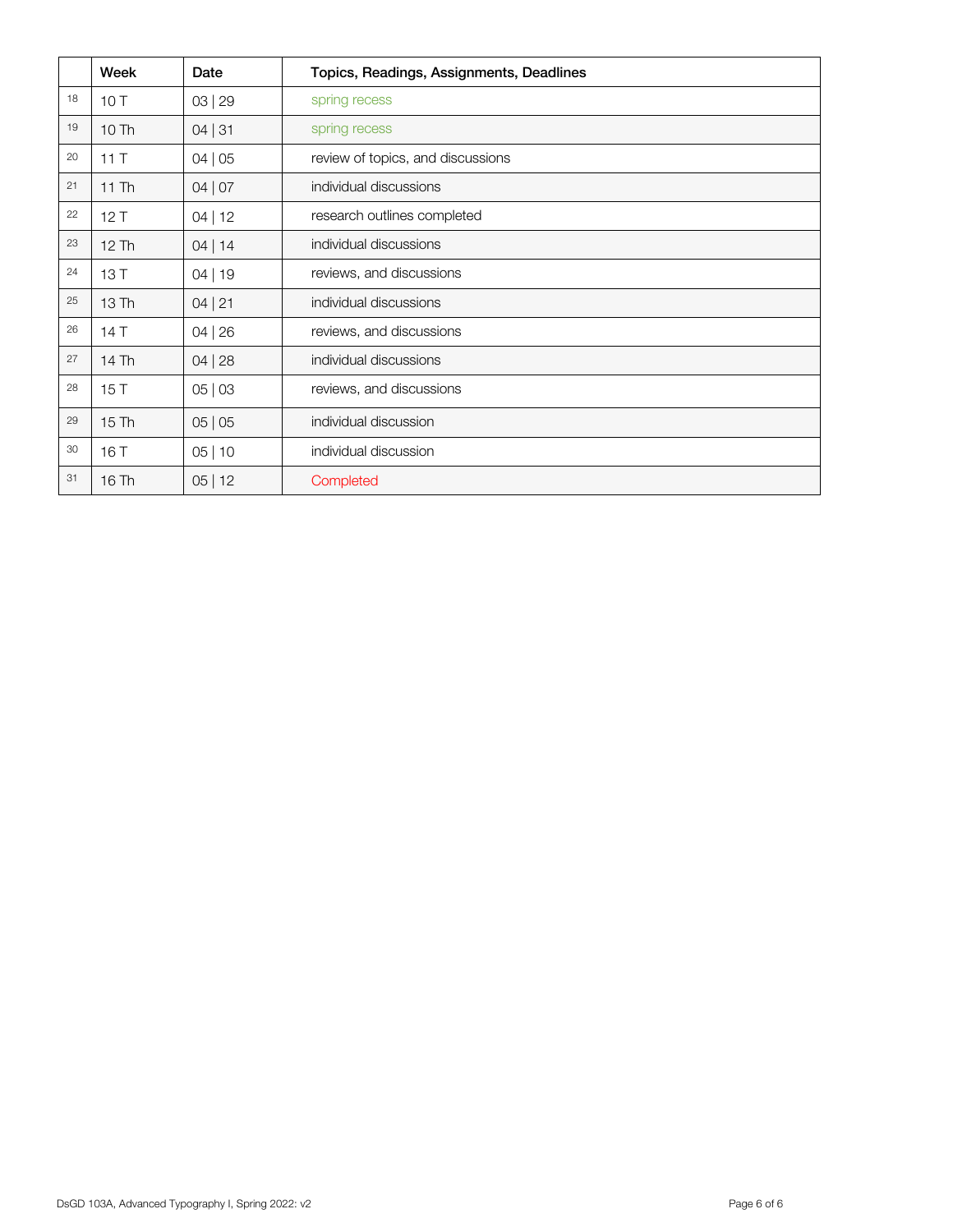| | Week | Date | Topics, Readings, Assignments, Deadlines |
|---|---|---|---|
| 18 | 10 T | 03 \| 29 | spring recess |
| 19 | 10 Th | 04 \| 31 | spring recess |
| 20 | 11 T | 04 \| 05 | review of topics, and discussions |
| 21 | 11 Th | 04 \| 07 | individual discussions |
| 22 | 12 T | 04 \| 12 | research outlines completed |
| 23 | 12 Th | 04 \| 14 | individual discussions |
| 24 | 13 T | 04 \| 19 | reviews, and discussions |
| 25 | 13 Th | 04 \| 21 | individual discussions |
| 26 | 14 T | 04 \| 26 | reviews, and discussions |
| 27 | 14 Th | 04 \| 28 | individual discussions |
| 28 | 15 T | 05 \| 03 | reviews, and discussions |
| 29 | 15 Th | 05 \| 05 | individual discussion |
| 30 | 16 T | 05 \| 10 | individual discussion |
| 31 | 16 Th | 05 \| 12 | Completed |